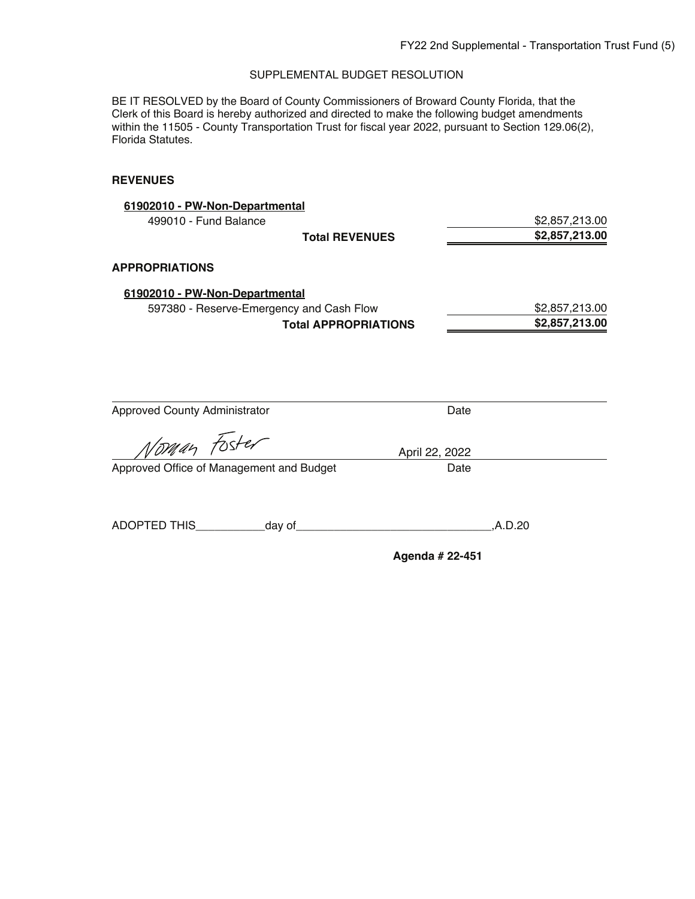FY22 2nd Supplemental - Transportation Trust Fund (5)

SUPPLEMENTAL BUDGET RESOLUTION

BE IT RESOLVED by the Board of County Commissioners of Broward County Florida, that the Clerk of this Board is hereby authorized and directed to make the following budget amendments within the 11505 - County Transportation Trust for fiscal year 2022, pursuant to Section 129.06(2), Florida Statutes.

**REVENUES**

**61902010 - PW-Non-Departmental**

| | |
|---|---|
| 499010 - Fund Balance | $2,857,213.00 |
| **Total REVENUES** | **$2,857,213.00** |

**APPROPRIATIONS**

**61902010 - PW-Non-Departmental**

| | |
|---|---|
| 597380 - Reserve-Emergency and Cash Flow | $2,857,213.00 |
| **Total APPROPRIATIONS** | **$2,857,213.00** |

Approved County Administrator ____________________ Date ____________________

Norman Foster ____________________ April 22, 2022

Approved Office of Management and Budget ____________________ Date

ADOPTED THIS___________day of_______________________________,A.D.20

**Agenda # 22-451**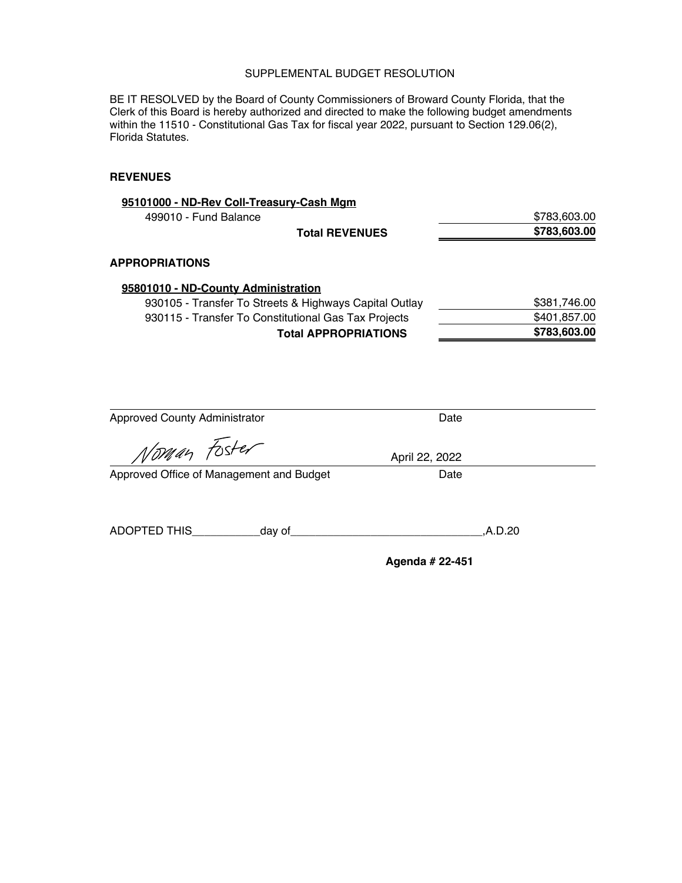# SUPPLEMENTAL BUDGET RESOLUTION

BE IT RESOLVED by the Board of County Commissioners of Broward County Florida, that the Clerk of this Board is hereby authorized and directed to make the following budget amendments within the 11510 - Constitutional Gas Tax for fiscal year 2022, pursuant to Section 129.06(2), Florida Statutes.

**REVENUES**

| | |
|---|---|
| **95101000 - ND-Rev Coll-Treasury-Cash Mgm** | |
| 499010 - Fund Balance | $783,603.00 |
| **Total REVENUES** | **$783,603.00** |

**APPROPRIATIONS**

| | |
|---|---|
| **95801010 - ND-County Administration** | |
| 930105 - Transfer To Streets & Highways Capital Outlay | $381,746.00 |
| 930115 - Transfer To Constitutional Gas Tax Projects | $401,857.00 |
| **Total APPROPRIATIONS** | **$783,603.00** |

Approved County Administrator &nbsp;&nbsp;&nbsp;&nbsp; Date

Norman Foster &nbsp;&nbsp;&nbsp;&nbsp; April 22, 2022

Approved Office of Management and Budget &nbsp;&nbsp;&nbsp;&nbsp; Date

ADOPTED THIS___________day of_______________________________,A.D.20

**Agenda # 22-451**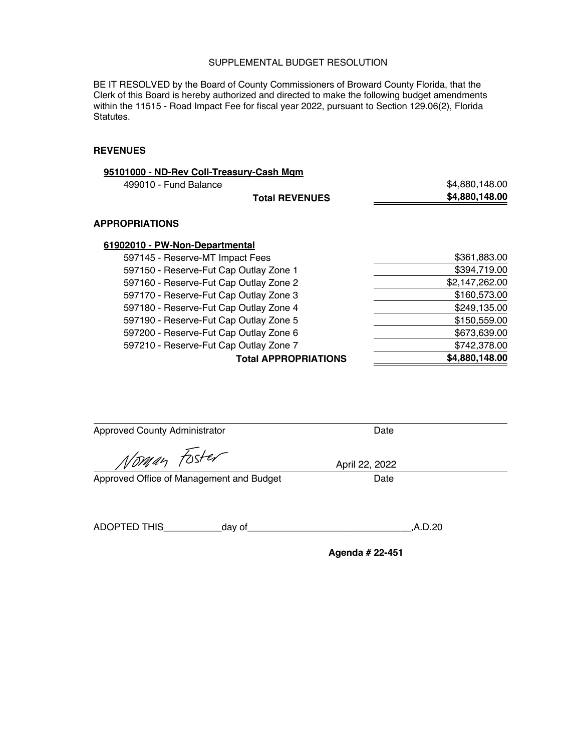SUPPLEMENTAL BUDGET RESOLUTION

BE IT RESOLVED by the Board of County Commissioners of Broward County Florida, that the Clerk of this Board is hereby authorized and directed to make the following budget amendments within the 11515 - Road Impact Fee for fiscal year 2022, pursuant to Section 129.06(2), Florida Statutes.

**REVENUES**

| | |
|---|---|
| **95101000 - ND-Rev Coll-Treasury-Cash Mgm** | |
| 499010 - Fund Balance | $4,880,148.00 |
| **Total REVENUES** | **$4,880,148.00** |

**APPROPRIATIONS**

| | |
|---|---|
| **61902010 - PW-Non-Departmental** | |
| 597145 - Reserve-MT Impact Fees | $361,883.00 |
| 597150 - Reserve-Fut Cap Outlay Zone 1 | $394,719.00 |
| 597160 - Reserve-Fut Cap Outlay Zone 2 | $2,147,262.00 |
| 597170 - Reserve-Fut Cap Outlay Zone 3 | $160,573.00 |
| 597180 - Reserve-Fut Cap Outlay Zone 4 | $249,135.00 |
| 597190 - Reserve-Fut Cap Outlay Zone 5 | $150,559.00 |
| 597200 - Reserve-Fut Cap Outlay Zone 6 | $673,639.00 |
| 597210 - Reserve-Fut Cap Outlay Zone 7 | $742,378.00 |
| **Total APPROPRIATIONS** | **$4,880,148.00** |

______________________________________________
Approved County Administrator Date

Norman Foster April 22, 2022
______________________________________________
Approved Office of Management and Budget Date

ADOPTED THIS___________day of______________________________,A.D.20

**Agenda # 22-451**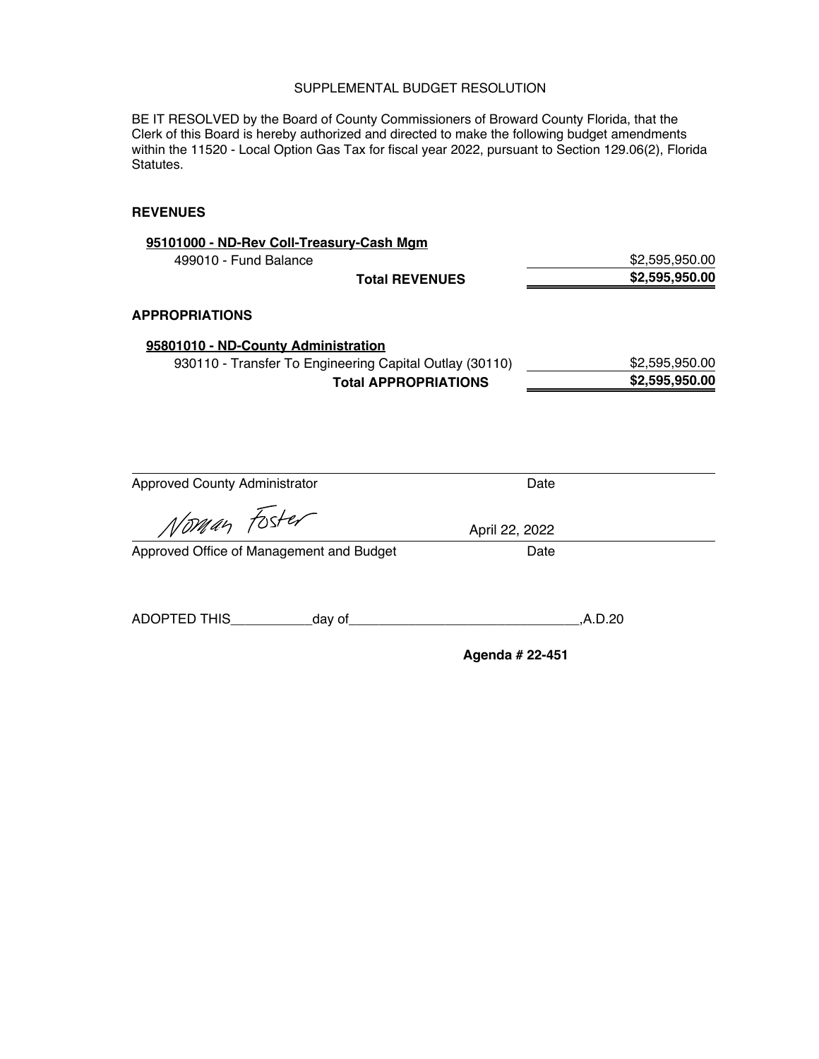SUPPLEMENTAL BUDGET RESOLUTION

BE IT RESOLVED by the Board of County Commissioners of Broward County Florida, that the Clerk of this Board is hereby authorized and directed to make the following budget amendments within the 11520 - Local Option Gas Tax for fiscal year 2022, pursuant to Section 129.06(2), Florida Statutes.

**REVENUES**

**95101000 - ND-Rev Coll-Treasury-Cash Mgm**

| | |
|---|---|
| 499010 - Fund Balance | $2,595,950.00 |
| **Total REVENUES** | **$2,595,950.00** |

**APPROPRIATIONS**

**95801010 - ND-County Administration**

| | |
|---|---|
| 930110 - Transfer To Engineering Capital Outlay (30110) | $2,595,950.00 |
| **Total APPROPRIATIONS** | **$2,595,950.00** |

Approved County Administrator &nbsp;&nbsp;&nbsp;&nbsp; Date

Norman Foster &nbsp;&nbsp;&nbsp;&nbsp; April 22, 2022

Approved Office of Management and Budget &nbsp;&nbsp;&nbsp;&nbsp; Date

ADOPTED THIS\_\_\_\_\_\_\_\_\_\_\_day of\_\_\_\_\_\_\_\_\_\_\_\_\_\_\_\_\_\_\_\_\_\_\_\_\_\_\_\_\_\_,A.D.20

**Agenda # 22-451**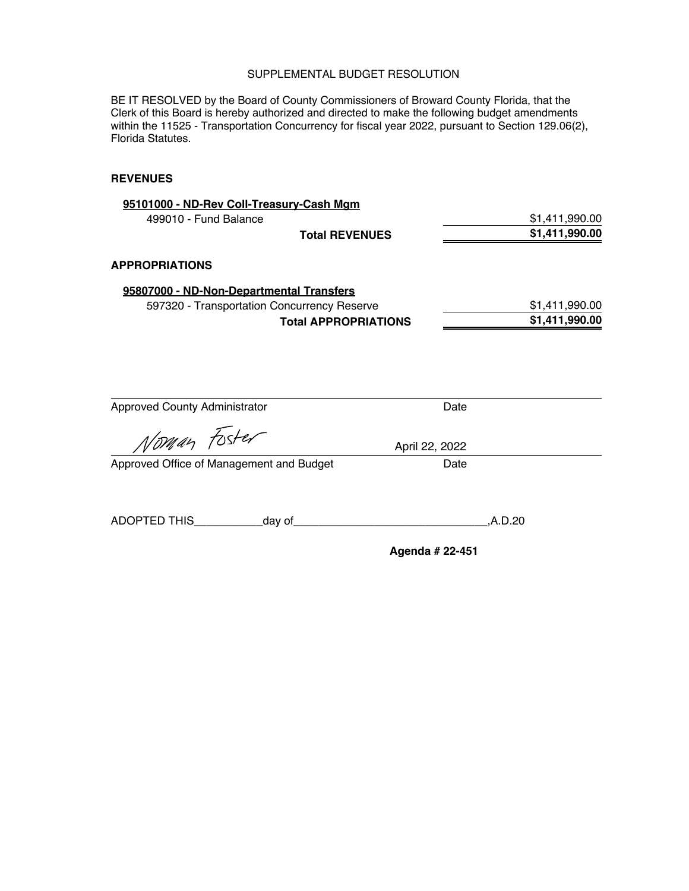# SUPPLEMENTAL BUDGET RESOLUTION

BE IT RESOLVED by the Board of County Commissioners of Broward County Florida, that the Clerk of this Board is hereby authorized and directed to make the following budget amendments within the 11525 - Transportation Concurrency for fiscal year 2022, pursuant to Section 129.06(2), Florida Statutes.

**REVENUES**

| | |
|---|---|
| **95101000 - ND-Rev Coll-Treasury-Cash Mgm** | |
| 499010 - Fund Balance | $1,411,990.00 |
| **Total REVENUES** | **$1,411,990.00** |

**APPROPRIATIONS**

| | |
|---|---|
| **95807000 - ND-Non-Departmental Transfers** | |
| 597320 - Transportation Concurrency Reserve | $1,411,990.00 |
| **Total APPROPRIATIONS** | **$1,411,990.00** |

Approved County Administrator — Date

Norman Foster — April 22, 2022

Approved Office of Management and Budget — Date

ADOPTED THIS\_\_\_\_\_\_\_\_\_\_\_day of\_\_\_\_\_\_\_\_\_\_\_\_\_\_\_\_\_\_\_\_\_\_\_\_\_\_\_\_\_\_,A.D.20

**Agenda # 22-451**